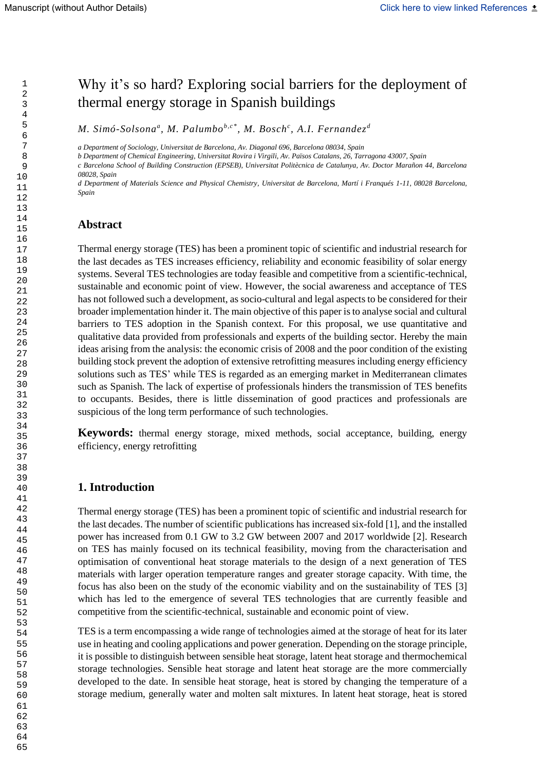# Why it's so hard? Exploring social barriers for the deployment of thermal energy storage in Spanish buildings

*M. Simó-Solsona*[a], *M. Palumbo*[b,c*], *M. Bosch*[c], *A.I. Fernandez*[d]

*a Department of Sociology, Universitat de Barcelona, Av. Diagonal 696, Barcelona 08034, Spain*
*b Department of Chemical Engineering, Universitat Rovira i Virgili, Av. Països Catalans, 26, Tarragona 43007, Spain*
*c Barcelona School of Building Construction (EPSEB), Universitat Politècnica de Catalunya, Av. Doctor Marañon 44, Barcelona 08028, Spain*
*d Department of Materials Science and Physical Chemistry, Universitat de Barcelona, Martí i Franqués 1-11, 08028 Barcelona, Spain*

## Abstract

Thermal energy storage (TES) has been a prominent topic of scientific and industrial research for the last decades as TES increases efficiency, reliability and economic feasibility of solar energy systems. Several TES technologies are today feasible and competitive from a scientific-technical, sustainable and economic point of view. However, the social awareness and acceptance of TES has not followed such a development, as socio-cultural and legal aspects to be considered for their broader implementation hinder it. The main objective of this paper is to analyse social and cultural barriers to TES adoption in the Spanish context. For this proposal, we use quantitative and qualitative data provided from professionals and experts of the building sector. Hereby the main ideas arising from the analysis: the economic crisis of 2008 and the poor condition of the existing building stock prevent the adoption of extensive retrofitting measures including energy efficiency solutions such as TES' while TES is regarded as an emerging market in Mediterranean climates such as Spanish. The lack of expertise of professionals hinders the transmission of TES benefits to occupants. Besides, there is little dissemination of good practices and professionals are suspicious of the long term performance of such technologies.

**Keywords:** thermal energy storage, mixed methods, social acceptance, building, energy efficiency, energy retrofitting

## 1. Introduction

Thermal energy storage (TES) has been a prominent topic of scientific and industrial research for the last decades. The number of scientific publications has increased six-fold [1], and the installed power has increased from 0.1 GW to 3.2 GW between 2007 and 2017 worldwide [2]. Research on TES has mainly focused on its technical feasibility, moving from the characterisation and optimisation of conventional heat storage materials to the design of a next generation of TES materials with larger operation temperature ranges and greater storage capacity. With time, the focus has also been on the study of the economic viability and on the sustainability of TES [3] which has led to the emergence of several TES technologies that are currently feasible and competitive from the scientific-technical, sustainable and economic point of view.

TES is a term encompassing a wide range of technologies aimed at the storage of heat for its later use in heating and cooling applications and power generation. Depending on the storage principle, it is possible to distinguish between sensible heat storage, latent heat storage and thermochemical storage technologies. Sensible heat storage and latent heat storage are the more commercially developed to the date. In sensible heat storage, heat is stored by changing the temperature of a storage medium, generally water and molten salt mixtures. In latent heat storage, heat is stored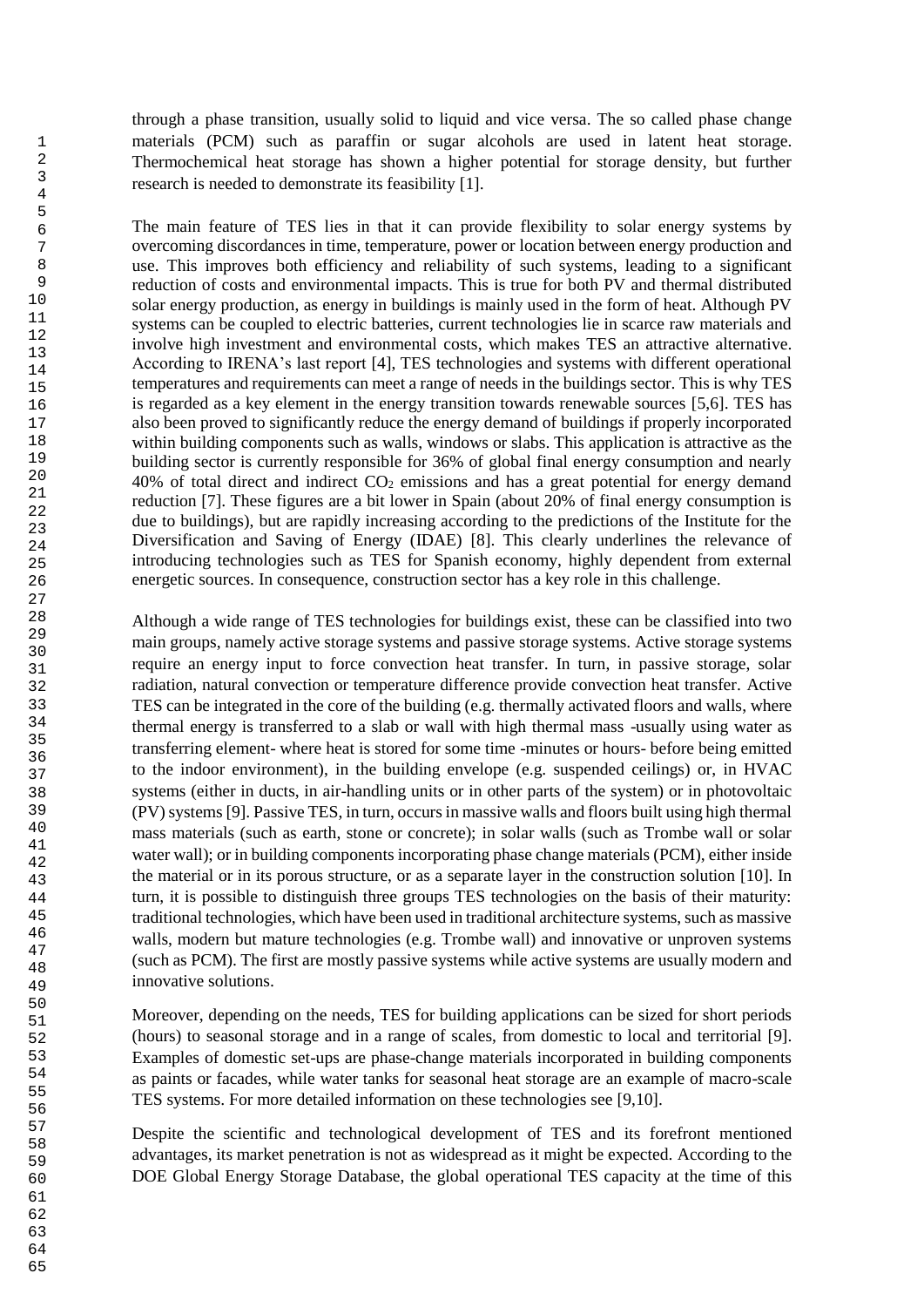through a phase transition, usually solid to liquid and vice versa. The so called phase change materials (PCM) such as paraffin or sugar alcohols are used in latent heat storage. Thermochemical heat storage has shown a higher potential for storage density, but further research is needed to demonstrate its feasibility [1].

The main feature of TES lies in that it can provide flexibility to solar energy systems by overcoming discordances in time, temperature, power or location between energy production and use. This improves both efficiency and reliability of such systems, leading to a significant reduction of costs and environmental impacts. This is true for both PV and thermal distributed solar energy production, as energy in buildings is mainly used in the form of heat. Although PV systems can be coupled to electric batteries, current technologies lie in scarce raw materials and involve high investment and environmental costs, which makes TES an attractive alternative. According to IRENA's last report [4], TES technologies and systems with different operational temperatures and requirements can meet a range of needs in the buildings sector. This is why TES is regarded as a key element in the energy transition towards renewable sources [5,6]. TES has also been proved to significantly reduce the energy demand of buildings if properly incorporated within building components such as walls, windows or slabs. This application is attractive as the building sector is currently responsible for 36% of global final energy consumption and nearly 40% of total direct and indirect $CO_2$ emissions and has a great potential for energy demand reduction [7]. These figures are a bit lower in Spain (about 20% of final energy consumption is due to buildings), but are rapidly increasing according to the predictions of the Institute for the Diversification and Saving of Energy (IDAE) [8]. This clearly underlines the relevance of introducing technologies such as TES for Spanish economy, highly dependent from external energetic sources. In consequence, construction sector has a key role in this challenge.

Although a wide range of TES technologies for buildings exist, these can be classified into two main groups, namely active storage systems and passive storage systems. Active storage systems require an energy input to force convection heat transfer. In turn, in passive storage, solar radiation, natural convection or temperature difference provide convection heat transfer. Active TES can be integrated in the core of the building (e.g. thermally activated floors and walls, where thermal energy is transferred to a slab or wall with high thermal mass -usually using water as transferring element- where heat is stored for some time -minutes or hours- before being emitted to the indoor environment), in the building envelope (e.g. suspended ceilings) or, in HVAC systems (either in ducts, in air-handling units or in other parts of the system) or in photovoltaic (PV) systems [9]. Passive TES, in turn, occurs in massive walls and floors built using high thermal mass materials (such as earth, stone or concrete); in solar walls (such as Trombe wall or solar water wall); or in building components incorporating phase change materials (PCM), either inside the material or in its porous structure, or as a separate layer in the construction solution [10]. In turn, it is possible to distinguish three groups TES technologies on the basis of their maturity: traditional technologies, which have been used in traditional architecture systems, such as massive walls, modern but mature technologies (e.g. Trombe wall) and innovative or unproven systems (such as PCM). The first are mostly passive systems while active systems are usually modern and innovative solutions.

Moreover, depending on the needs, TES for building applications can be sized for short periods (hours) to seasonal storage and in a range of scales, from domestic to local and territorial [9]. Examples of domestic set-ups are phase-change materials incorporated in building components as paints or facades, while water tanks for seasonal heat storage are an example of macro-scale TES systems. For more detailed information on these technologies see [9,10].

Despite the scientific and technological development of TES and its forefront mentioned advantages, its market penetration is not as widespread as it might be expected. According to the DOE Global Energy Storage Database, the global operational TES capacity at the time of this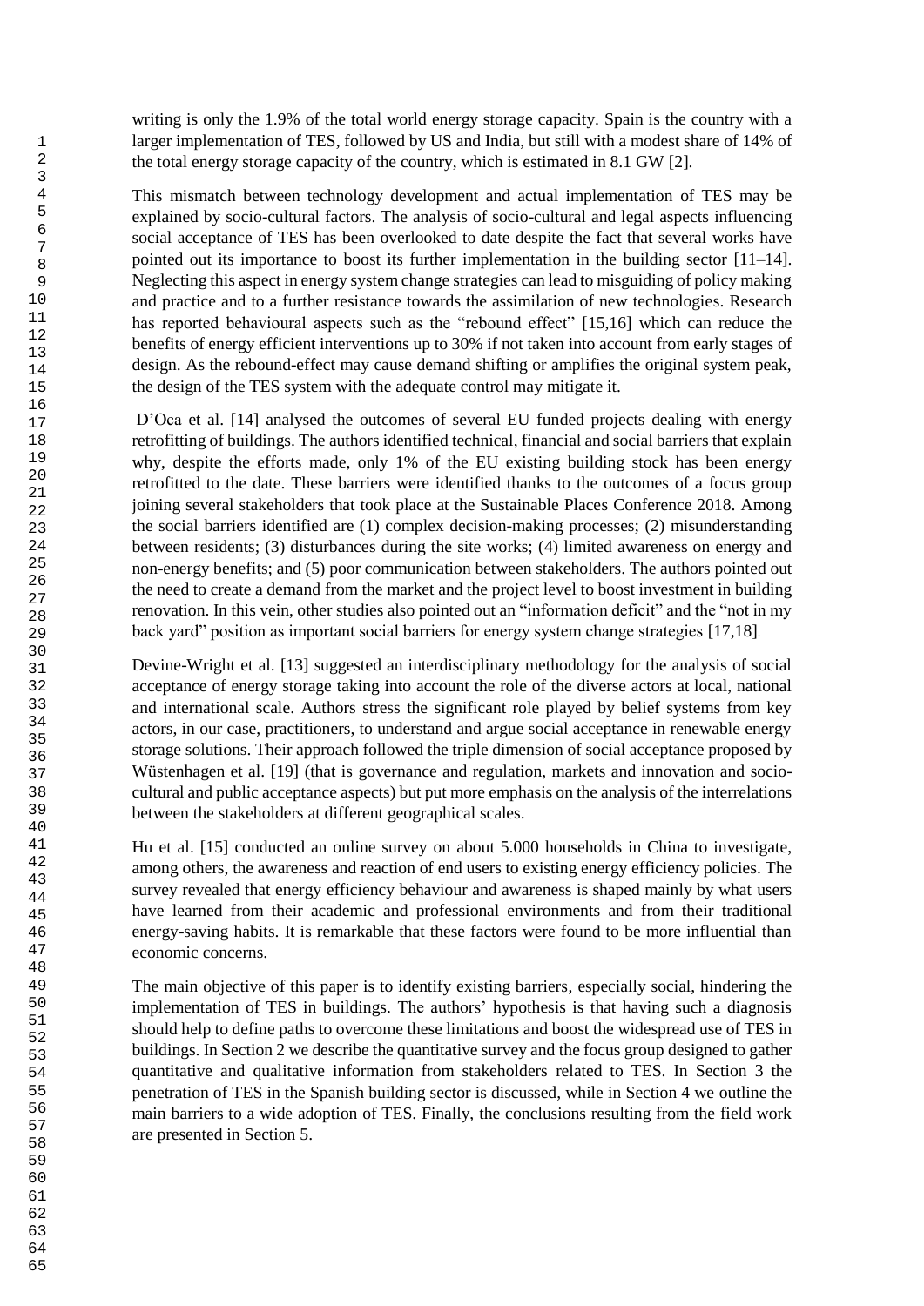writing is only the 1.9% of the total world energy storage capacity. Spain is the country with a larger implementation of TES, followed by US and India, but still with a modest share of 14% of the total energy storage capacity of the country, which is estimated in 8.1 GW [2].

This mismatch between technology development and actual implementation of TES may be explained by socio-cultural factors. The analysis of socio-cultural and legal aspects influencing social acceptance of TES has been overlooked to date despite the fact that several works have pointed out its importance to boost its further implementation in the building sector [11–14]. Neglecting this aspect in energy system change strategies can lead to misguiding of policy making and practice and to a further resistance towards the assimilation of new technologies. Research has reported behavioural aspects such as the "rebound effect" [15,16] which can reduce the benefits of energy efficient interventions up to 30% if not taken into account from early stages of design. As the rebound-effect may cause demand shifting or amplifies the original system peak, the design of the TES system with the adequate control may mitigate it.

D'Oca et al. [14] analysed the outcomes of several EU funded projects dealing with energy retrofitting of buildings. The authors identified technical, financial and social barriers that explain why, despite the efforts made, only 1% of the EU existing building stock has been energy retrofitted to the date. These barriers were identified thanks to the outcomes of a focus group joining several stakeholders that took place at the Sustainable Places Conference 2018. Among the social barriers identified are (1) complex decision-making processes; (2) misunderstanding between residents; (3) disturbances during the site works; (4) limited awareness on energy and non-energy benefits; and (5) poor communication between stakeholders. The authors pointed out the need to create a demand from the market and the project level to boost investment in building renovation. In this vein, other studies also pointed out an "information deficit" and the "not in my back yard" position as important social barriers for energy system change strategies [17,18].

Devine-Wright et al. [13] suggested an interdisciplinary methodology for the analysis of social acceptance of energy storage taking into account the role of the diverse actors at local, national and international scale. Authors stress the significant role played by belief systems from key actors, in our case, practitioners, to understand and argue social acceptance in renewable energy storage solutions. Their approach followed the triple dimension of social acceptance proposed by Wüstenhagen et al. [19] (that is governance and regulation, markets and innovation and socio-cultural and public acceptance aspects) but put more emphasis on the analysis of the interrelations between the stakeholders at different geographical scales.

Hu et al. [15] conducted an online survey on about 5.000 households in China to investigate, among others, the awareness and reaction of end users to existing energy efficiency policies. The survey revealed that energy efficiency behaviour and awareness is shaped mainly by what users have learned from their academic and professional environments and from their traditional energy-saving habits. It is remarkable that these factors were found to be more influential than economic concerns.

The main objective of this paper is to identify existing barriers, especially social, hindering the implementation of TES in buildings. The authors' hypothesis is that having such a diagnosis should help to define paths to overcome these limitations and boost the widespread use of TES in buildings. In Section 2 we describe the quantitative survey and the focus group designed to gather quantitative and qualitative information from stakeholders related to TES. In Section 3 the penetration of TES in the Spanish building sector is discussed, while in Section 4 we outline the main barriers to a wide adoption of TES. Finally, the conclusions resulting from the field work are presented in Section 5.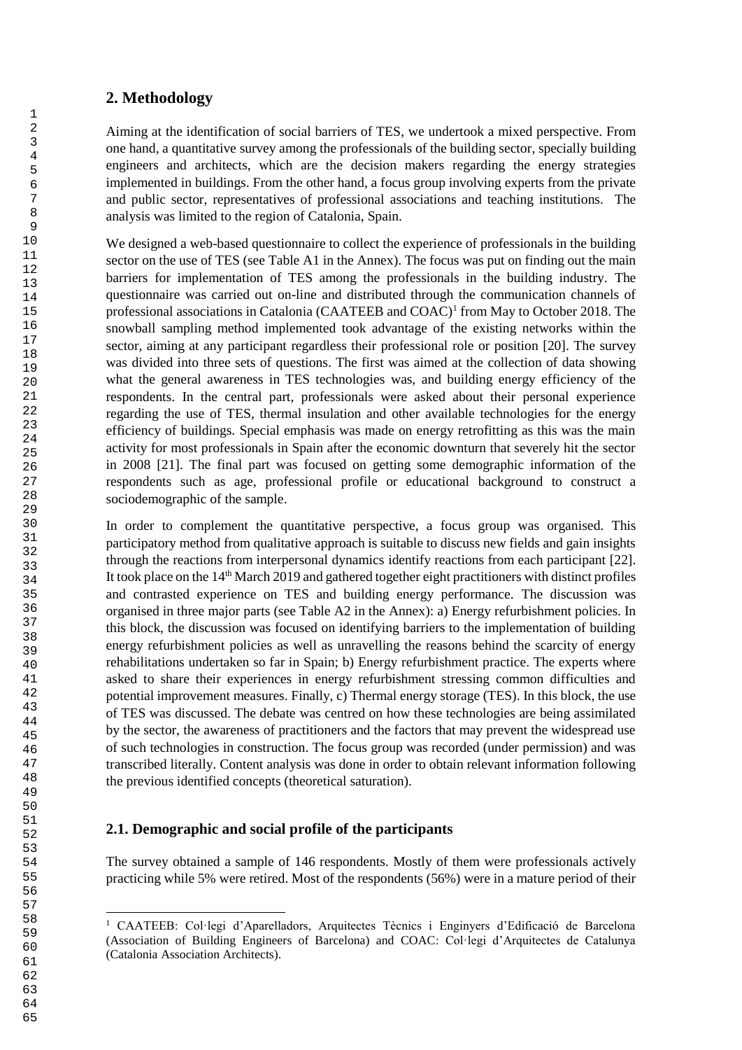## 2. Methodology

Aiming at the identification of social barriers of TES, we undertook a mixed perspective. From one hand, a quantitative survey among the professionals of the building sector, specially building engineers and architects, which are the decision makers regarding the energy strategies implemented in buildings. From the other hand, a focus group involving experts from the private and public sector, representatives of professional associations and teaching institutions. The analysis was limited to the region of Catalonia, Spain.

We designed a web-based questionnaire to collect the experience of professionals in the building sector on the use of TES (see Table A1 in the Annex). The focus was put on finding out the main barriers for implementation of TES among the professionals in the building industry. The questionnaire was carried out on-line and distributed through the communication channels of professional associations in Catalonia (CAATEEB and COAC)[1] from May to October 2018. The snowball sampling method implemented took advantage of the existing networks within the sector, aiming at any participant regardless their professional role or position [20]. The survey was divided into three sets of questions. The first was aimed at the collection of data showing what the general awareness in TES technologies was, and building energy efficiency of the respondents. In the central part, professionals were asked about their personal experience regarding the use of TES, thermal insulation and other available technologies for the energy efficiency of buildings. Special emphasis was made on energy retrofitting as this was the main activity for most professionals in Spain after the economic downturn that severely hit the sector in 2008 [21]. The final part was focused on getting some demographic information of the respondents such as age, professional profile or educational background to construct a sociodemographic of the sample.

In order to complement the quantitative perspective, a focus group was organised. This participatory method from qualitative approach is suitable to discuss new fields and gain insights through the reactions from interpersonal dynamics identify reactions from each participant [22]. It took place on the 14th March 2019 and gathered together eight practitioners with distinct profiles and contrasted experience on TES and building energy performance. The discussion was organised in three major parts (see Table A2 in the Annex): a) Energy refurbishment policies. In this block, the discussion was focused on identifying barriers to the implementation of building energy refurbishment policies as well as unravelling the reasons behind the scarcity of energy rehabilitations undertaken so far in Spain; b) Energy refurbishment practice. The experts where asked to share their experiences in energy refurbishment stressing common difficulties and potential improvement measures. Finally, c) Thermal energy storage (TES). In this block, the use of TES was discussed. The debate was centred on how these technologies are being assimilated by the sector, the awareness of practitioners and the factors that may prevent the widespread use of such technologies in construction. The focus group was recorded (under permission) and was transcribed literally. Content analysis was done in order to obtain relevant information following the previous identified concepts (theoretical saturation).

### 2.1. Demographic and social profile of the participants

The survey obtained a sample of 146 respondents. Mostly of them were professionals actively practicing while 5% were retired. Most of the respondents (56%) were in a mature period of their

---

[1] CAATEEB: Col·legi d'Aparelladors, Arquitectes Tècnics i Enginyers d'Edificació de Barcelona (Association of Building Engineers of Barcelona) and COAC: Col·legi d'Arquitectes de Catalunya (Catalonia Association Architects).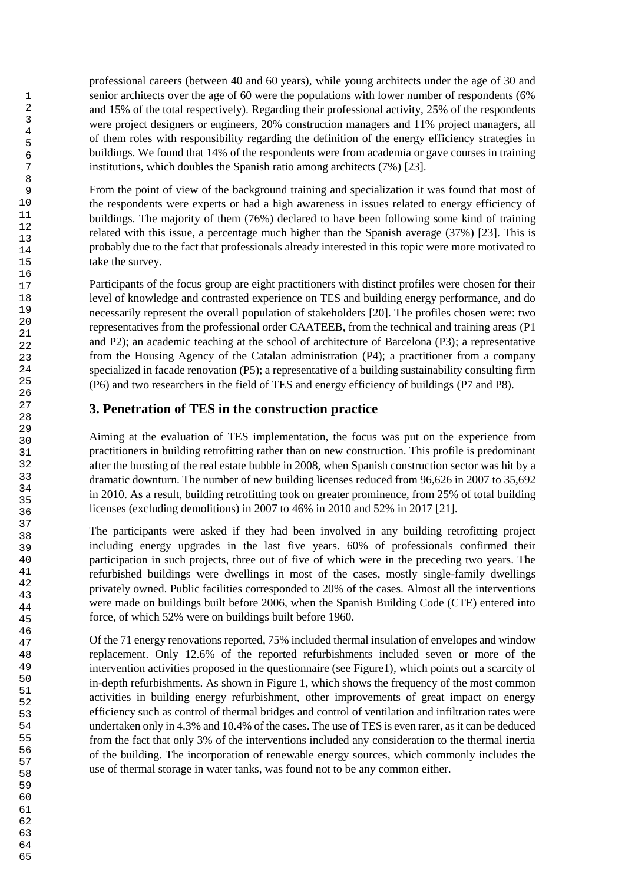professional careers (between 40 and 60 years), while young architects under the age of 30 and senior architects over the age of 60 were the populations with lower number of respondents (6% and 15% of the total respectively). Regarding their professional activity, 25% of the respondents were project designers or engineers, 20% construction managers and 11% project managers, all of them roles with responsibility regarding the definition of the energy efficiency strategies in buildings. We found that 14% of the respondents were from academia or gave courses in training institutions, which doubles the Spanish ratio among architects (7%) [23].

From the point of view of the background training and specialization it was found that most of the respondents were experts or had a high awareness in issues related to energy efficiency of buildings. The majority of them (76%) declared to have been following some kind of training related with this issue, a percentage much higher than the Spanish average (37%) [23]. This is probably due to the fact that professionals already interested in this topic were more motivated to take the survey.

Participants of the focus group are eight practitioners with distinct profiles were chosen for their level of knowledge and contrasted experience on TES and building energy performance, and do necessarily represent the overall population of stakeholders [20]. The profiles chosen were: two representatives from the professional order CAATEEB, from the technical and training areas (P1 and P2); an academic teaching at the school of architecture of Barcelona (P3); a representative from the Housing Agency of the Catalan administration (P4); a practitioner from a company specialized in facade renovation (P5); a representative of a building sustainability consulting firm (P6) and two researchers in the field of TES and energy efficiency of buildings (P7 and P8).

## 3. Penetration of TES in the construction practice

Aiming at the evaluation of TES implementation, the focus was put on the experience from practitioners in building retrofitting rather than on new construction. This profile is predominant after the bursting of the real estate bubble in 2008, when Spanish construction sector was hit by a dramatic downturn. The number of new building licenses reduced from 96,626 in 2007 to 35,692 in 2010. As a result, building retrofitting took on greater prominence, from 25% of total building licenses (excluding demolitions) in 2007 to 46% in 2010 and 52% in 2017 [21].

The participants were asked if they had been involved in any building retrofitting project including energy upgrades in the last five years. 60% of professionals confirmed their participation in such projects, three out of five of which were in the preceding two years. The refurbished buildings were dwellings in most of the cases, mostly single-family dwellings privately owned. Public facilities corresponded to 20% of the cases. Almost all the interventions were made on buildings built before 2006, when the Spanish Building Code (CTE) entered into force, of which 52% were on buildings built before 1960.

Of the 71 energy renovations reported, 75% included thermal insulation of envelopes and window replacement. Only 12.6% of the reported refurbishments included seven or more of the intervention activities proposed in the questionnaire (see Figure1), which points out a scarcity of in-depth refurbishments. As shown in Figure 1, which shows the frequency of the most common activities in building energy refurbishment, other improvements of great impact on energy efficiency such as control of thermal bridges and control of ventilation and infiltration rates were undertaken only in 4.3% and 10.4% of the cases. The use of TES is even rarer, as it can be deduced from the fact that only 3% of the interventions included any consideration to the thermal inertia of the building. The incorporation of renewable energy sources, which commonly includes the use of thermal storage in water tanks, was found not to be any common either.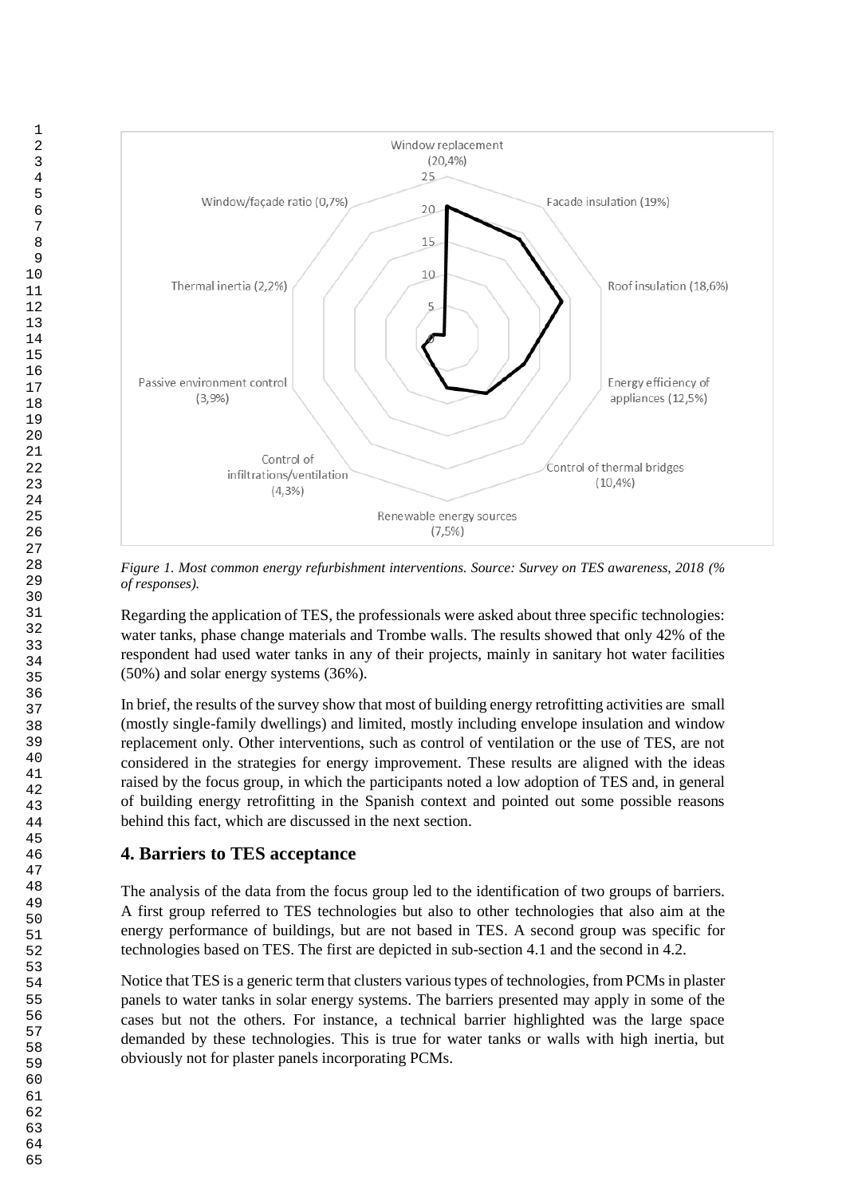Figure 1. Most common energy refurbishment interventions. Source: Survey on TES awareness, 2018 (% of responses).

Regarding the application of TES, the professionals were asked about three specific technologies: water tanks, phase change materials and Trombe walls. The results showed that only 42% of the respondent had used water tanks in any of their projects, mainly in sanitary hot water facilities (50%) and solar energy systems (36%).

In brief, the results of the survey show that most of building energy retrofitting activities are small (mostly single-family dwellings) and limited, mostly including envelope insulation and window replacement only. Other interventions, such as control of ventilation or the use of TES, are not considered in the strategies for energy improvement. These results are aligned with the ideas raised by the focus group, in which the participants noted a low adoption of TES and, in general of building energy retrofitting in the Spanish context and pointed out some possible reasons behind this fact, which are discussed in the next section.

## 4. Barriers to TES acceptance

The analysis of the data from the focus group led to the identification of two groups of barriers. A first group referred to TES technologies but also to other technologies that also aim at the energy performance of buildings, but are not based in TES. A second group was specific for technologies based on TES. The first are depicted in sub-section 4.1 and the second in 4.2.

Notice that TES is a generic term that clusters various types of technologies, from PCMs in plaster panels to water tanks in solar energy systems. The barriers presented may apply in some of the cases but not the others. For instance, a technical barrier highlighted was the large space demanded by these technologies. This is true for water tanks or walls with high inertia, but obviously not for plaster panels incorporating PCMs.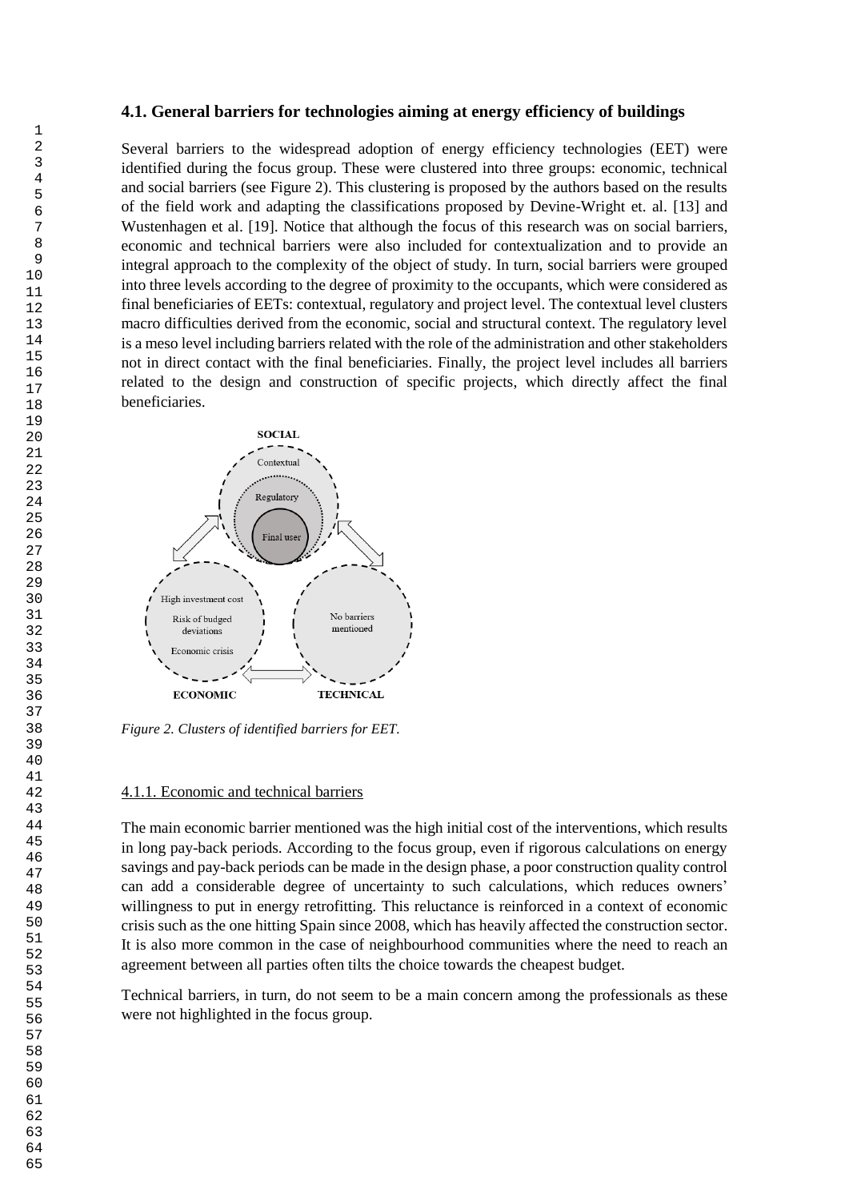### 4.1. General barriers for technologies aiming at energy efficiency of buildings

Several barriers to the widespread adoption of energy efficiency technologies (EET) were identified during the focus group. These were clustered into three groups: economic, technical and social barriers (see Figure 2). This clustering is proposed by the authors based on the results of the field work and adapting the classifications proposed by Devine-Wright et. al. [13] and Wustenhagen et al. [19]. Notice that although the focus of this research was on social barriers, economic and technical barriers were also included for contextualization and to provide an integral approach to the complexity of the object of study. In turn, social barriers were grouped into three levels according to the degree of proximity to the occupants, which were considered as final beneficiaries of EETs: contextual, regulatory and project level. The contextual level clusters macro difficulties derived from the economic, social and structural context. The regulatory level is a meso level including barriers related with the role of the administration and other stakeholders not in direct contact with the final beneficiaries. Finally, the project level includes all barriers related to the design and construction of specific projects, which directly affect the final beneficiaries.

*Figure 2. Clusters of identified barriers for EET.*

#### 4.1.1. Economic and technical barriers

The main economic barrier mentioned was the high initial cost of the interventions, which results in long pay-back periods. According to the focus group, even if rigorous calculations on energy savings and pay-back periods can be made in the design phase, a poor construction quality control can add a considerable degree of uncertainty to such calculations, which reduces owners' willingness to put in energy retrofitting. This reluctance is reinforced in a context of economic crisis such as the one hitting Spain since 2008, which has heavily affected the construction sector. It is also more common in the case of neighbourhood communities where the need to reach an agreement between all parties often tilts the choice towards the cheapest budget.

Technical barriers, in turn, do not seem to be a main concern among the professionals as these were not highlighted in the focus group.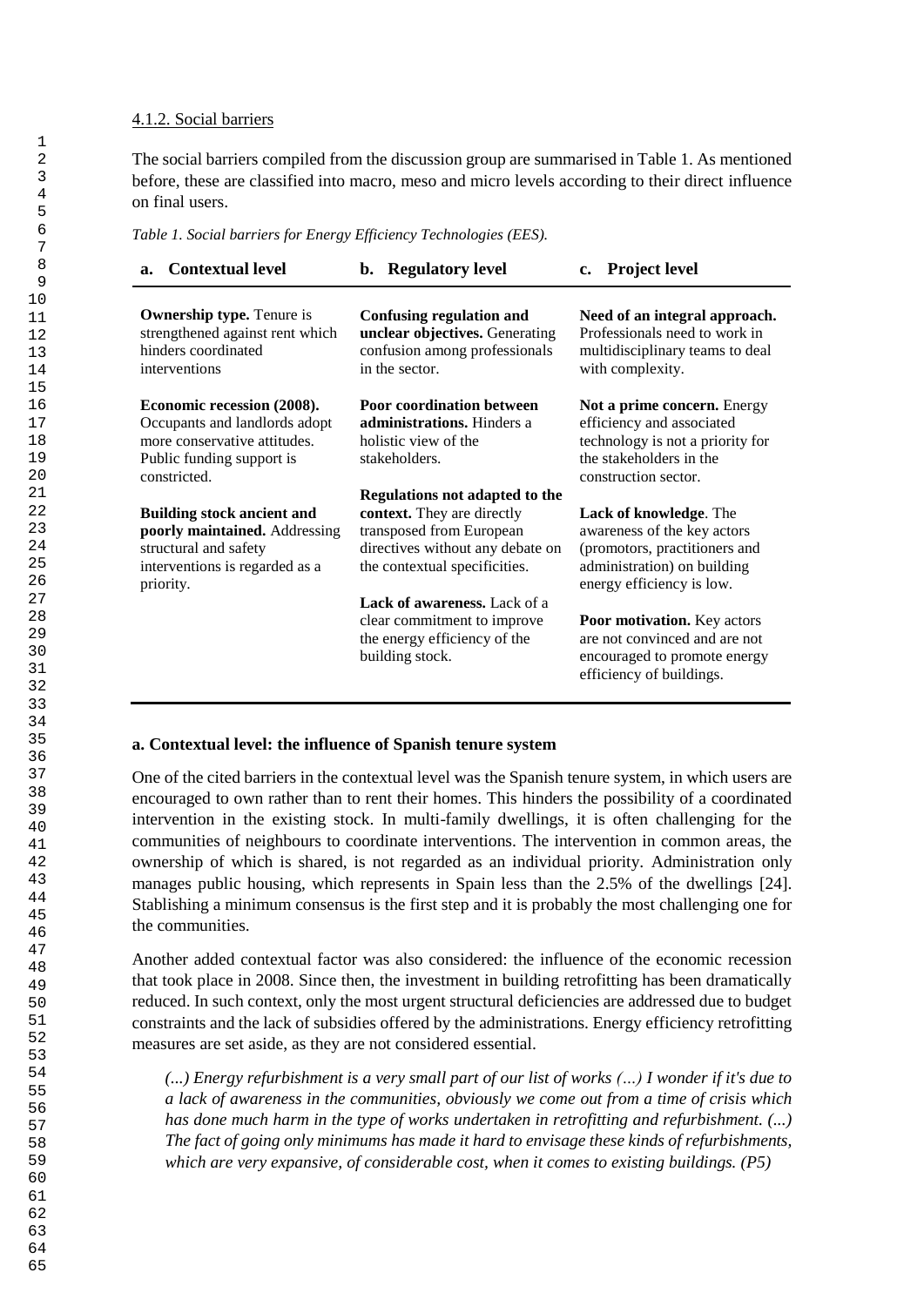#### 4.1.2. Social barriers

The social barriers compiled from the discussion group are summarised in Table 1. As mentioned before, these are classified into macro, meso and micro levels according to their direct influence on final users.

*Table 1. Social barriers for Energy Efficiency Technologies (EES).*

| a. Contextual level | b. Regulatory level | c. Project level |
|---|---|---|
| **Ownership type.** Tenure is strengthened against rent which hinders coordinated interventions | **Confusing regulation and unclear objectives.** Generating confusion among professionals in the sector. | **Need of an integral approach.** Professionals need to work in multidisciplinary teams to deal with complexity. |
| **Economic recession (2008).** Occupants and landlords adopt more conservative attitudes. Public funding support is constricted. | **Poor coordination between administrations.** Hinders a holistic view of the stakeholders. | **Not a prime concern.** Energy efficiency and associated technology is not a priority for the stakeholders in the construction sector. |
| **Building stock ancient and poorly maintained.** Addressing structural and safety interventions is regarded as a priority. | **Regulations not adapted to the context.** They are directly transposed from European directives without any debate on the contextual specificities. | **Lack of knowledge**. The awareness of the key actors (promotors, practitioners and administration) on building energy efficiency is low. |
| | **Lack of awareness.** Lack of a clear commitment to improve the energy efficiency of the building stock. | **Poor motivation.** Key actors are not convinced and are not encouraged to promote energy efficiency of buildings. |

**a. Contextual level: the influence of Spanish tenure system**

One of the cited barriers in the contextual level was the Spanish tenure system, in which users are encouraged to own rather than to rent their homes. This hinders the possibility of a coordinated intervention in the existing stock. In multi-family dwellings, it is often challenging for the communities of neighbours to coordinate interventions. The intervention in common areas, the ownership of which is shared, is not regarded as an individual priority. Administration only manages public housing, which represents in Spain less than the 2.5% of the dwellings [24]. Stablishing a minimum consensus is the first step and it is probably the most challenging one for the communities.

Another added contextual factor was also considered: the influence of the economic recession that took place in 2008. Since then, the investment in building retrofitting has been dramatically reduced. In such context, only the most urgent structural deficiencies are addressed due to budget constraints and the lack of subsidies offered by the administrations. Energy efficiency retrofitting measures are set aside, as they are not considered essential.

> *(...) Energy refurbishment is a very small part of our list of works (…) I wonder if it's due to a lack of awareness in the communities, obviously we come out from a time of crisis which has done much harm in the type of works undertaken in retrofitting and refurbishment. (...) The fact of going only minimums has made it hard to envisage these kinds of refurbishments, which are very expansive, of considerable cost, when it comes to existing buildings. (P5)*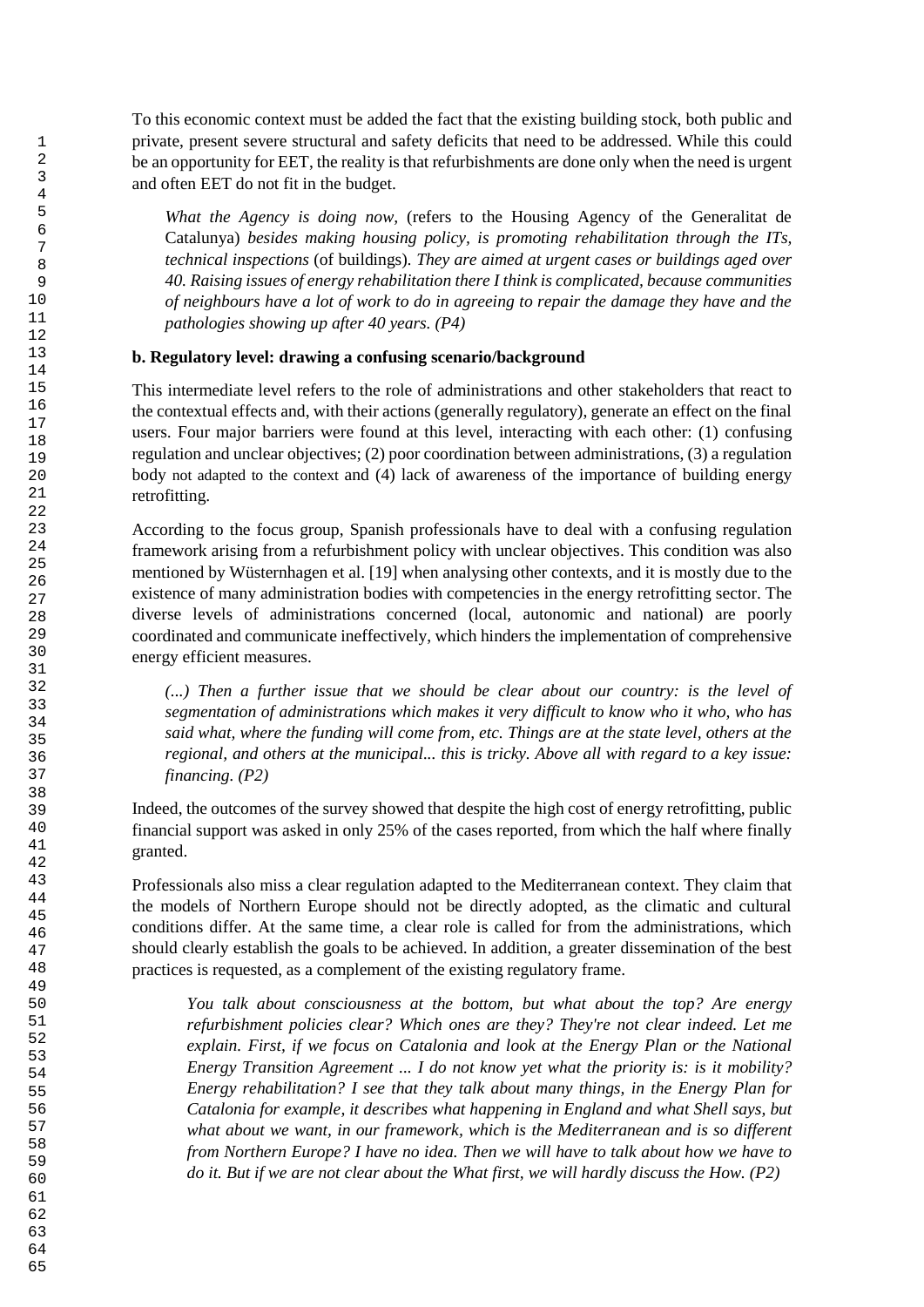To this economic context must be added the fact that the existing building stock, both public and private, present severe structural and safety deficits that need to be addressed. While this could be an opportunity for EET, the reality is that refurbishments are done only when the need is urgent and often EET do not fit in the budget.

> *What the Agency is doing now,* (refers to the Housing Agency of the Generalitat de Catalunya) *besides making housing policy, is promoting rehabilitation through the ITs, technical inspections* (of buildings). *They are aimed at urgent cases or buildings aged over 40. Raising issues of energy rehabilitation there I think is complicated, because communities of neighbours have a lot of work to do in agreeing to repair the damage they have and the pathologies showing up after 40 years. (P4)*

**b. Regulatory level: drawing a confusing scenario/background**

This intermediate level refers to the role of administrations and other stakeholders that react to the contextual effects and, with their actions (generally regulatory), generate an effect on the final users. Four major barriers were found at this level, interacting with each other: (1) confusing regulation and unclear objectives; (2) poor coordination between administrations, (3) a regulation body not adapted to the context and (4) lack of awareness of the importance of building energy retrofitting.

According to the focus group, Spanish professionals have to deal with a confusing regulation framework arising from a refurbishment policy with unclear objectives. This condition was also mentioned by Wüsternhagen et al. [19] when analysing other contexts, and it is mostly due to the existence of many administration bodies with competencies in the energy retrofitting sector. The diverse levels of administrations concerned (local, autonomic and national) are poorly coordinated and communicate ineffectively, which hinders the implementation of comprehensive energy efficient measures.

> *(...) Then a further issue that we should be clear about our country: is the level of segmentation of administrations which makes it very difficult to know who it who, who has said what, where the funding will come from, etc. Things are at the state level, others at the regional, and others at the municipal... this is tricky. Above all with regard to a key issue: financing. (P2)*

Indeed, the outcomes of the survey showed that despite the high cost of energy retrofitting, public financial support was asked in only 25% of the cases reported, from which the half where finally granted.

Professionals also miss a clear regulation adapted to the Mediterranean context. They claim that the models of Northern Europe should not be directly adopted, as the climatic and cultural conditions differ. At the same time, a clear role is called for from the administrations, which should clearly establish the goals to be achieved. In addition, a greater dissemination of the best practices is requested, as a complement of the existing regulatory frame.

> *You talk about consciousness at the bottom, but what about the top? Are energy refurbishment policies clear? Which ones are they? They're not clear indeed. Let me explain. First, if we focus on Catalonia and look at the Energy Plan or the National Energy Transition Agreement ... I do not know yet what the priority is: is it mobility? Energy rehabilitation? I see that they talk about many things, in the Energy Plan for Catalonia for example, it describes what happening in England and what Shell says, but what about we want, in our framework, which is the Mediterranean and is so different from Northern Europe? I have no idea. Then we will have to talk about how we have to do it. But if we are not clear about the What first, we will hardly discuss the How. (P2)*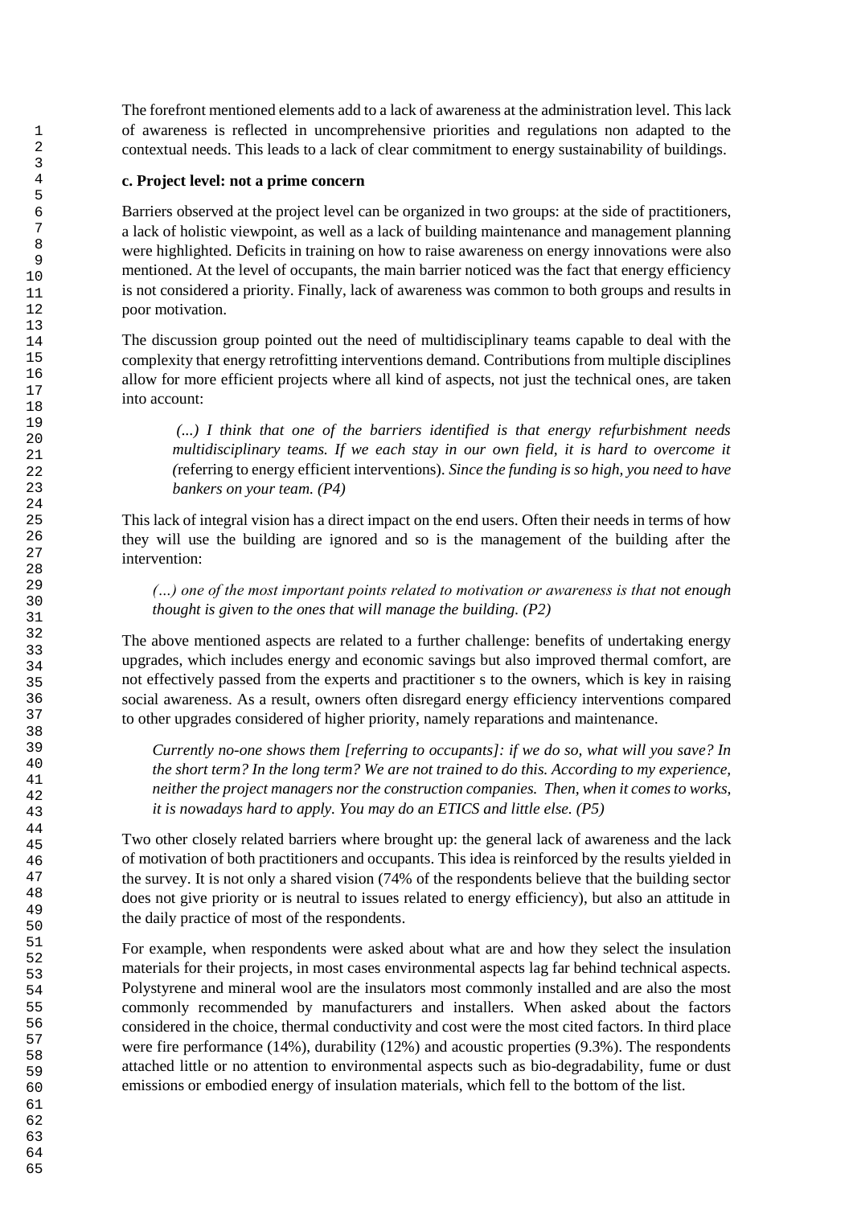The forefront mentioned elements add to a lack of awareness at the administration level. This lack of awareness is reflected in uncomprehensive priorities and regulations non adapted to the contextual needs. This leads to a lack of clear commitment to energy sustainability of buildings.

**c. Project level: not a prime concern**

Barriers observed at the project level can be organized in two groups: at the side of practitioners, a lack of holistic viewpoint, as well as a lack of building maintenance and management planning were highlighted. Deficits in training on how to raise awareness on energy innovations were also mentioned. At the level of occupants, the main barrier noticed was the fact that energy efficiency is not considered a priority. Finally, lack of awareness was common to both groups and results in poor motivation.

The discussion group pointed out the need of multidisciplinary teams capable to deal with the complexity that energy retrofitting interventions demand. Contributions from multiple disciplines allow for more efficient projects where all kind of aspects, not just the technical ones, are taken into account:

> *(...) I think that one of the barriers identified is that energy refurbishment needs multidisciplinary teams. If we each stay in our own field, it is hard to overcome it (*referring to energy efficient interventions). *Since the funding is so high, you need to have bankers on your team. (P4)*

This lack of integral vision has a direct impact on the end users. Often their needs in terms of how they will use the building are ignored and so is the management of the building after the intervention:

> *(…) one of the most important points related to motivation or awareness is that not enough thought is given to the ones that will manage the building. (P2)*

The above mentioned aspects are related to a further challenge: benefits of undertaking energy upgrades, which includes energy and economic savings but also improved thermal comfort, are not effectively passed from the experts and practitioner s to the owners, which is key in raising social awareness. As a result, owners often disregard energy efficiency interventions compared to other upgrades considered of higher priority, namely reparations and maintenance.

> *Currently no-one shows them [referring to occupants]: if we do so, what will you save? In the short term? In the long term? We are not trained to do this. According to my experience, neither the project managers nor the construction companies. Then, when it comes to works, it is nowadays hard to apply. You may do an ETICS and little else. (P5)*

Two other closely related barriers where brought up: the general lack of awareness and the lack of motivation of both practitioners and occupants. This idea is reinforced by the results yielded in the survey. It is not only a shared vision (74% of the respondents believe that the building sector does not give priority or is neutral to issues related to energy efficiency), but also an attitude in the daily practice of most of the respondents.

For example, when respondents were asked about what are and how they select the insulation materials for their projects, in most cases environmental aspects lag far behind technical aspects. Polystyrene and mineral wool are the insulators most commonly installed and are also the most commonly recommended by manufacturers and installers. When asked about the factors considered in the choice, thermal conductivity and cost were the most cited factors. In third place were fire performance (14%), durability (12%) and acoustic properties (9.3%). The respondents attached little or no attention to environmental aspects such as bio-degradability, fume or dust emissions or embodied energy of insulation materials, which fell to the bottom of the list.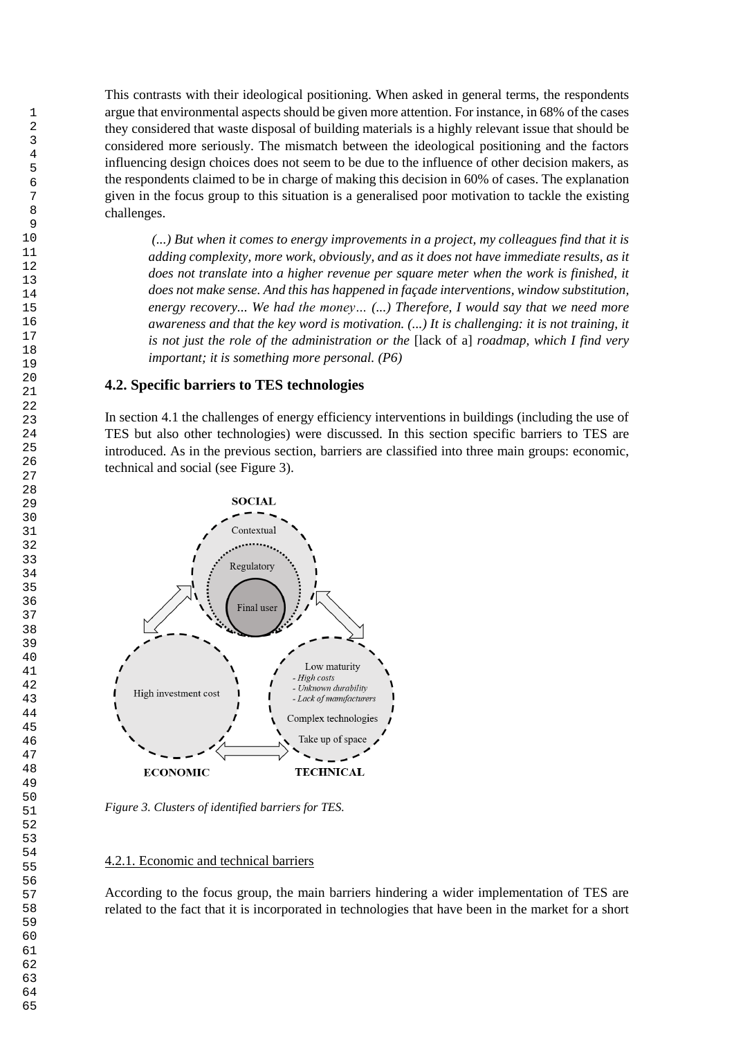This contrasts with their ideological positioning. When asked in general terms, the respondents argue that environmental aspects should be given more attention. For instance, in 68% of the cases they considered that waste disposal of building materials is a highly relevant issue that should be considered more seriously. The mismatch between the ideological positioning and the factors influencing design choices does not seem to be due to the influence of other decision makers, as the respondents claimed to be in charge of making this decision in 60% of cases. The explanation given in the focus group to this situation is a generalised poor motivation to tackle the existing challenges.

> *(...) But when it comes to energy improvements in a project, my colleagues find that it is adding complexity, more work, obviously, and as it does not have immediate results, as it does not translate into a higher revenue per square meter when the work is finished, it does not make sense. And this has happened in façade interventions, window substitution, energy recovery... We had the money… (...) Therefore, I would say that we need more awareness and that the key word is motivation. (...) It is challenging: it is not training, it is not just the role of the administration or the* [lack of a] *roadmap, which I find very important; it is something more personal. (P6)*

### 4.2. Specific barriers to TES technologies

In section 4.1 the challenges of energy efficiency interventions in buildings (including the use of TES but also other technologies) were discussed. In this section specific barriers to TES are introduced. As in the previous section, barriers are classified into three main groups: economic, technical and social (see Figure 3).

*Figure 3. Clusters of identified barriers for TES.*

#### 4.2.1. Economic and technical barriers

According to the focus group, the main barriers hindering a wider implementation of TES are related to the fact that it is incorporated in technologies that have been in the market for a short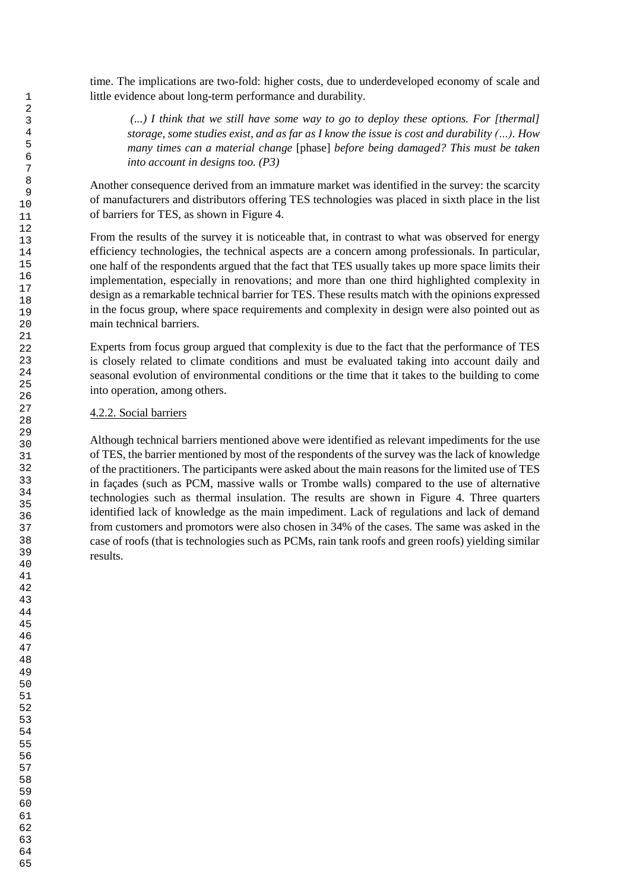time. The implications are two-fold: higher costs, due to underdeveloped economy of scale and little evidence about long-term performance and durability.

> *(...) I think that we still have some way to go to deploy these options. For [thermal] storage, some studies exist, and as far as I know the issue is cost and durability (…). How many times can a material change* [phase] *before being damaged? This must be taken into account in designs too. (P3)*

Another consequence derived from an immature market was identified in the survey: the scarcity of manufacturers and distributors offering TES technologies was placed in sixth place in the list of barriers for TES, as shown in Figure 4.

From the results of the survey it is noticeable that, in contrast to what was observed for energy efficiency technologies, the technical aspects are a concern among professionals. In particular, one half of the respondents argued that the fact that TES usually takes up more space limits their implementation, especially in renovations; and more than one third highlighted complexity in design as a remarkable technical barrier for TES. These results match with the opinions expressed in the focus group, where space requirements and complexity in design were also pointed out as main technical barriers.

Experts from focus group argued that complexity is due to the fact that the performance of TES is closely related to climate conditions and must be evaluated taking into account daily and seasonal evolution of environmental conditions or the time that it takes to the building to come into operation, among others.

#### 4.2.2. Social barriers

Although technical barriers mentioned above were identified as relevant impediments for the use of TES, the barrier mentioned by most of the respondents of the survey was the lack of knowledge of the practitioners. The participants were asked about the main reasons for the limited use of TES in façades (such as PCM, massive walls or Trombe walls) compared to the use of alternative technologies such as thermal insulation. The results are shown in Figure 4. Three quarters identified lack of knowledge as the main impediment. Lack of regulations and lack of demand from customers and promotors were also chosen in 34% of the cases. The same was asked in the case of roofs (that is technologies such as PCMs, rain tank roofs and green roofs) yielding similar results.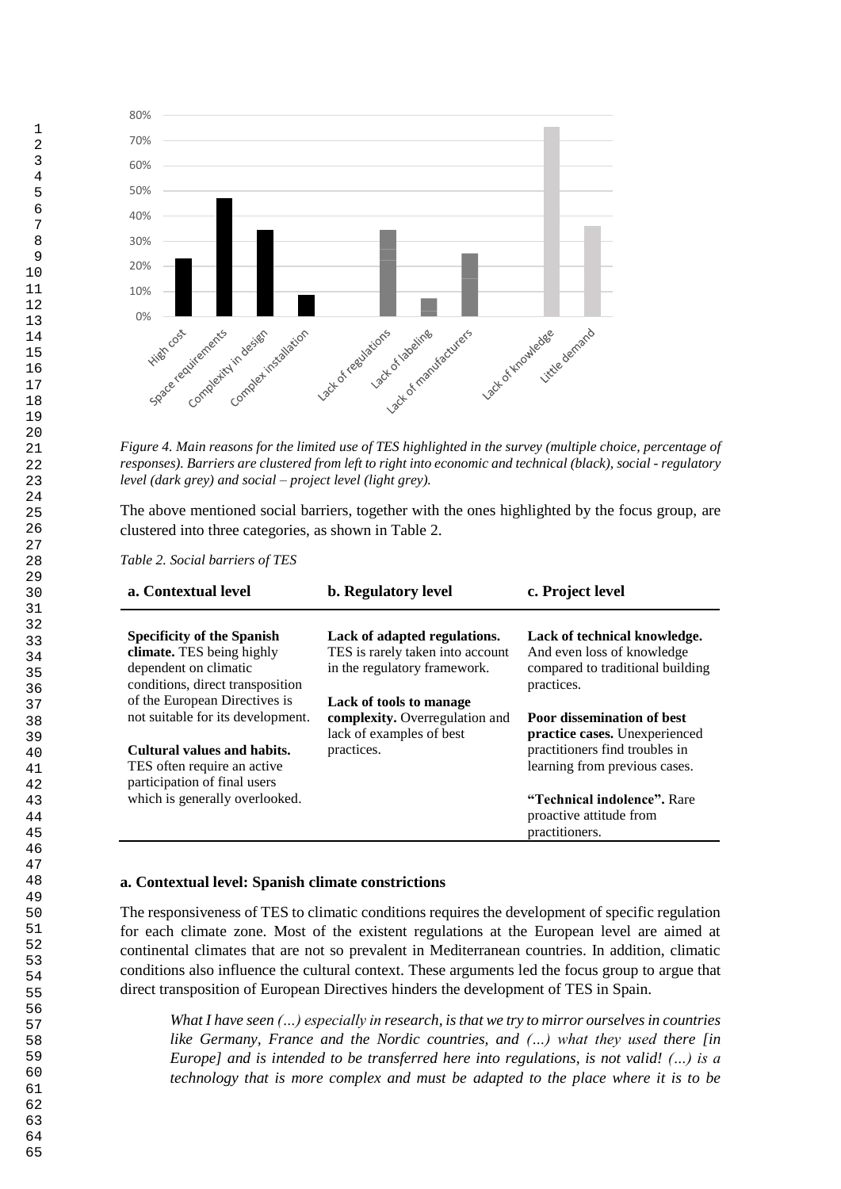Figure 4. Main reasons for the limited use of TES highlighted in the survey (multiple choice, percentage of responses). Barriers are clustered from left to right into economic and technical (black), social - regulatory level (dark grey) and social – project level (light grey).

The above mentioned social barriers, together with the ones highlighted by the focus group, are clustered into three categories, as shown in Table 2.

*Table 2. Social barriers of TES*

| a. Contextual level | b. Regulatory level | c. Project level |
|---|---|---|
| **Specificity of the Spanish climate.** TES being highly dependent on climatic conditions, direct transposition of the European Directives is not suitable for its development. | **Lack of adapted regulations.** TES is rarely taken into account in the regulatory framework. | **Lack of technical knowledge.** And even loss of knowledge compared to traditional building practices. |
| **Cultural values and habits.** TES often require an active participation of final users which is generally overlooked. | **Lack of tools to manage complexity.** Overregulation and lack of examples of best practices. | **Poor dissemination of best practice cases.** Unexperienced practitioners find troubles in learning from previous cases. |
| | | **"Technical indolence".** Rare proactive attitude from practitioners. |

**a. Contextual level: Spanish climate constrictions**

The responsiveness of TES to climatic conditions requires the development of specific regulation for each climate zone. Most of the existent regulations at the European level are aimed at continental climates that are not so prevalent in Mediterranean countries. In addition, climatic conditions also influence the cultural context. These arguments led the focus group to argue that direct transposition of European Directives hinders the development of TES in Spain.

> *What I have seen (…) especially in research, is that we try to mirror ourselves in countries like Germany, France and the Nordic countries, and (…) what they used there [in Europe] and is intended to be transferred here into regulations, is not valid! (…) is a technology that is more complex and must be adapted to the place where it is to be*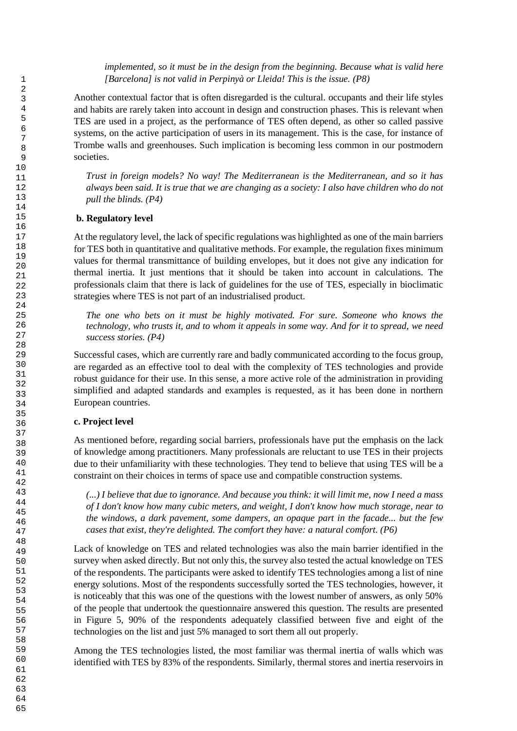*implemented, so it must be in the design from the beginning. Because what is valid here [Barcelona] is not valid in Perpinyà or Lleida! This is the issue. (P8)*

Another contextual factor that is often disregarded is the cultural. occupants and their life styles and habits are rarely taken into account in design and construction phases. This is relevant when TES are used in a project, as the performance of TES often depend, as other so called passive systems, on the active participation of users in its management. This is the case, for instance of Trombe walls and greenhouses. Such implication is becoming less common in our postmodern societies.

> *Trust in foreign models? No way! The Mediterranean is the Mediterranean, and so it has always been said. It is true that we are changing as a society: I also have children who do not pull the blinds. (P4)*

**b. Regulatory level**

At the regulatory level, the lack of specific regulations was highlighted as one of the main barriers for TES both in quantitative and qualitative methods. For example, the regulation fixes minimum values for thermal transmittance of building envelopes, but it does not give any indication for thermal inertia. It just mentions that it should be taken into account in calculations. The professionals claim that there is lack of guidelines for the use of TES, especially in bioclimatic strategies where TES is not part of an industrialised product.

> *The one who bets on it must be highly motivated. For sure. Someone who knows the technology, who trusts it, and to whom it appeals in some way. And for it to spread, we need success stories. (P4)*

Successful cases, which are currently rare and badly communicated according to the focus group, are regarded as an effective tool to deal with the complexity of TES technologies and provide robust guidance for their use. In this sense, a more active role of the administration in providing simplified and adapted standards and examples is requested, as it has been done in northern European countries.

**c. Project level**

As mentioned before, regarding social barriers, professionals have put the emphasis on the lack of knowledge among practitioners. Many professionals are reluctant to use TES in their projects due to their unfamiliarity with these technologies. They tend to believe that using TES will be a constraint on their choices in terms of space use and compatible construction systems.

> *(...) I believe that due to ignorance. And because you think: it will limit me, now I need a mass of I don't know how many cubic meters, and weight, I don't know how much storage, near to the windows, a dark pavement, some dampers, an opaque part in the facade... but the few cases that exist, they're delighted. The comfort they have: a natural comfort. (P6)*

Lack of knowledge on TES and related technologies was also the main barrier identified in the survey when asked directly. But not only this, the survey also tested the actual knowledge on TES of the respondents. The participants were asked to identify TES technologies among a list of nine energy solutions. Most of the respondents successfully sorted the TES technologies, however, it is noticeably that this was one of the questions with the lowest number of answers, as only 50% of the people that undertook the questionnaire answered this question. The results are presented in Figure 5, 90% of the respondents adequately classified between five and eight of the technologies on the list and just 5% managed to sort them all out properly.

Among the TES technologies listed, the most familiar was thermal inertia of walls which was identified with TES by 83% of the respondents. Similarly, thermal stores and inertia reservoirs in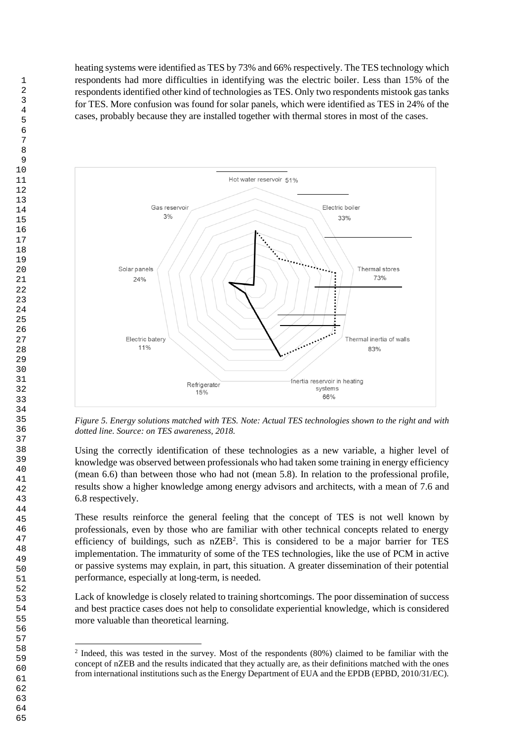heating systems were identified as TES by 73% and 66% respectively. The TES technology which respondents had more difficulties in identifying was the electric boiler. Less than 15% of the respondents identified other kind of technologies as TES. Only two respondents mistook gas tanks for TES. More confusion was found for solar panels, which were identified as TES in 24% of the cases, probably because they are installed together with thermal stores in most of the cases.

*Figure 5. Energy solutions matched with TES. Note: Actual TES technologies shown to the right and with dotted line. Source: on TES awareness, 2018.*

Using the correctly identification of these technologies as a new variable, a higher level of knowledge was observed between professionals who had taken some training in energy efficiency (mean 6.6) than between those who had not (mean 5.8). In relation to the professional profile, results show a higher knowledge among energy advisors and architects, with a mean of 7.6 and 6.8 respectively.

These results reinforce the general feeling that the concept of TES is not well known by professionals, even by those who are familiar with other technical concepts related to energy efficiency of buildings, such as nZEB[2]. This is considered to be a major barrier for TES implementation. The immaturity of some of the TES technologies, like the use of PCM in active or passive systems may explain, in part, this situation. A greater dissemination of their potential performance, especially at long-term, is needed.

Lack of knowledge is closely related to training shortcomings. The poor dissemination of success and best practice cases does not help to consolidate experiential knowledge, which is considered more valuable than theoretical learning.

[2] Indeed, this was tested in the survey. Most of the respondents (80%) claimed to be familiar with the concept of nZEB and the results indicated that they actually are, as their definitions matched with the ones from international institutions such as the Energy Department of EUA and the EPDB (EPBD, 2010/31/EC).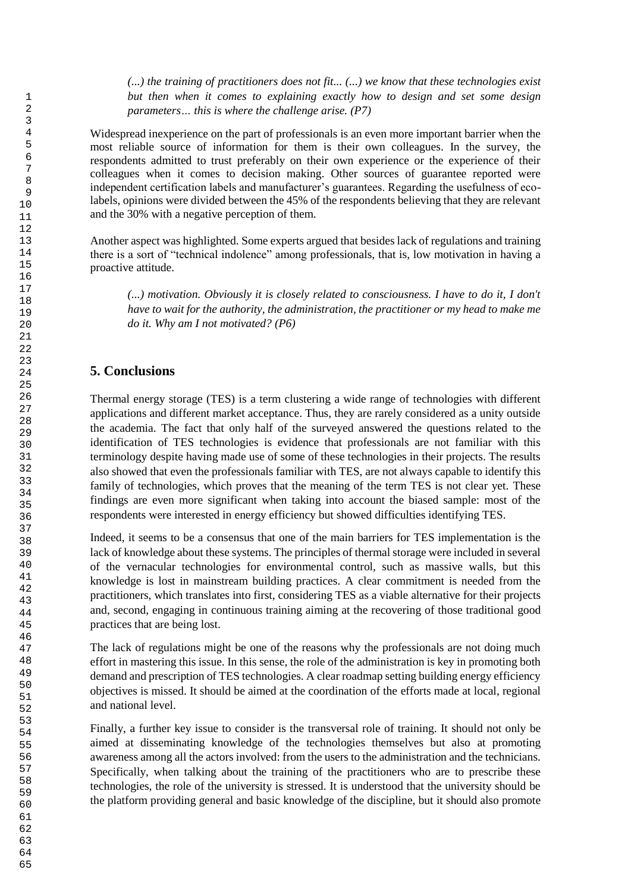*(...) the training of practitioners does not fit... (...) we know that these technologies exist but then when it comes to explaining exactly how to design and set some design parameters… this is where the challenge arise. (P7)*

Widespread inexperience on the part of professionals is an even more important barrier when the most reliable source of information for them is their own colleagues. In the survey, the respondents admitted to trust preferably on their own experience or the experience of their colleagues when it comes to decision making. Other sources of guarantee reported were independent certification labels and manufacturer's guarantees. Regarding the usefulness of eco-labels, opinions were divided between the 45% of the respondents believing that they are relevant and the 30% with a negative perception of them.

Another aspect was highlighted. Some experts argued that besides lack of regulations and training there is a sort of "technical indolence" among professionals, that is, low motivation in having a proactive attitude.

*(...) motivation. Obviously it is closely related to consciousness. I have to do it, I don't have to wait for the authority, the administration, the practitioner or my head to make me do it. Why am I not motivated? (P6)*

## 5. Conclusions

Thermal energy storage (TES) is a term clustering a wide range of technologies with different applications and different market acceptance. Thus, they are rarely considered as a unity outside the academia. The fact that only half of the surveyed answered the questions related to the identification of TES technologies is evidence that professionals are not familiar with this terminology despite having made use of some of these technologies in their projects. The results also showed that even the professionals familiar with TES, are not always capable to identify this family of technologies, which proves that the meaning of the term TES is not clear yet. These findings are even more significant when taking into account the biased sample: most of the respondents were interested in energy efficiency but showed difficulties identifying TES.

Indeed, it seems to be a consensus that one of the main barriers for TES implementation is the lack of knowledge about these systems. The principles of thermal storage were included in several of the vernacular technologies for environmental control, such as massive walls, but this knowledge is lost in mainstream building practices. A clear commitment is needed from the practitioners, which translates into first, considering TES as a viable alternative for their projects and, second, engaging in continuous training aiming at the recovering of those traditional good practices that are being lost.

The lack of regulations might be one of the reasons why the professionals are not doing much effort in mastering this issue. In this sense, the role of the administration is key in promoting both demand and prescription of TES technologies. A clear roadmap setting building energy efficiency objectives is missed. It should be aimed at the coordination of the efforts made at local, regional and national level.

Finally, a further key issue to consider is the transversal role of training. It should not only be aimed at disseminating knowledge of the technologies themselves but also at promoting awareness among all the actors involved: from the users to the administration and the technicians. Specifically, when talking about the training of the practitioners who are to prescribe these technologies, the role of the university is stressed. It is understood that the university should be the platform providing general and basic knowledge of the discipline, but it should also promote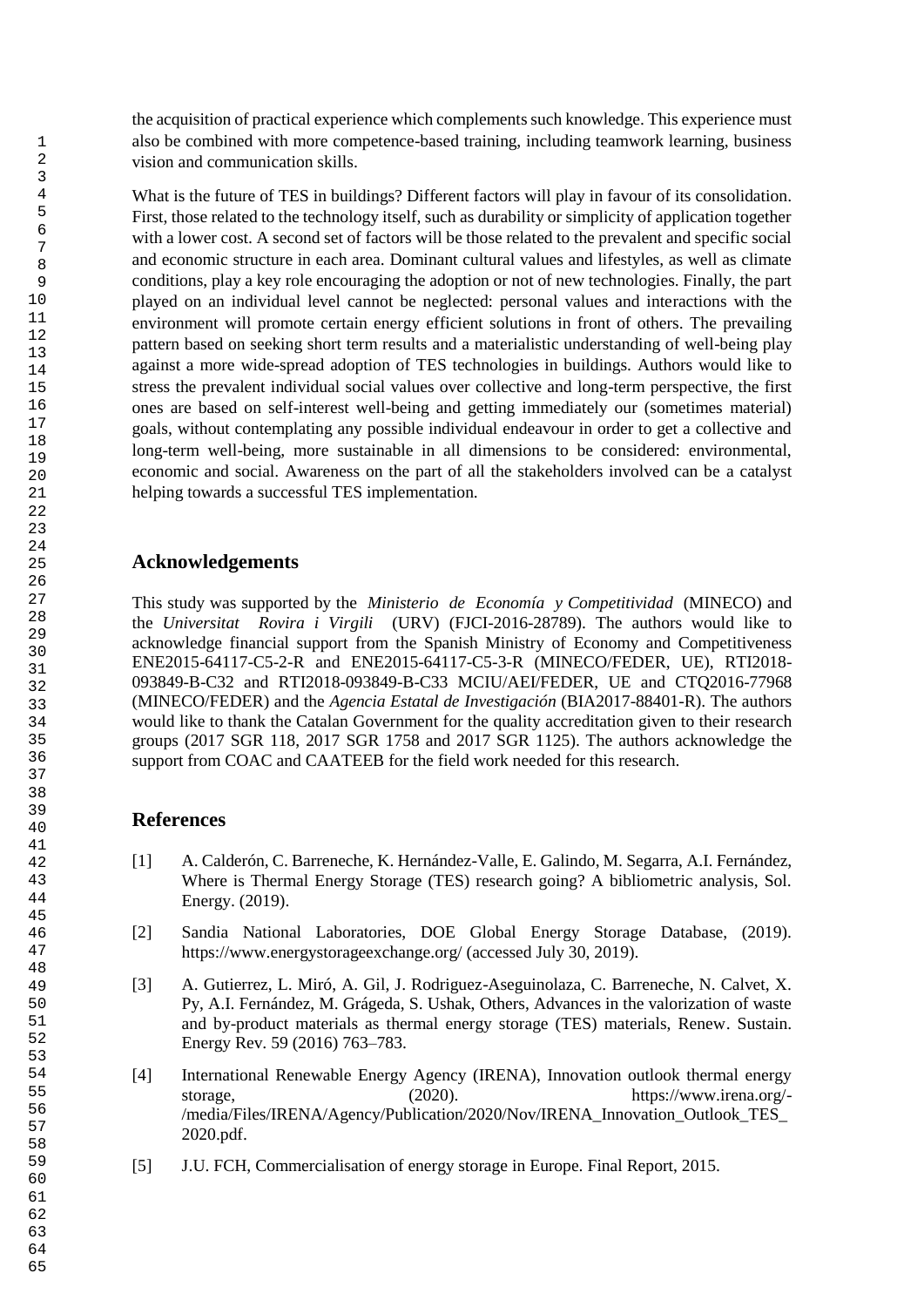the acquisition of practical experience which complements such knowledge. This experience must also be combined with more competence-based training, including teamwork learning, business vision and communication skills.

What is the future of TES in buildings? Different factors will play in favour of its consolidation. First, those related to the technology itself, such as durability or simplicity of application together with a lower cost. A second set of factors will be those related to the prevalent and specific social and economic structure in each area. Dominant cultural values and lifestyles, as well as climate conditions, play a key role encouraging the adoption or not of new technologies. Finally, the part played on an individual level cannot be neglected: personal values and interactions with the environment will promote certain energy efficient solutions in front of others. The prevailing pattern based on seeking short term results and a materialistic understanding of well-being play against a more wide-spread adoption of TES technologies in buildings. Authors would like to stress the prevalent individual social values over collective and long-term perspective, the first ones are based on self-interest well-being and getting immediately our (sometimes material) goals, without contemplating any possible individual endeavour in order to get a collective and long-term well-being, more sustainable in all dimensions to be considered: environmental, economic and social. Awareness on the part of all the stakeholders involved can be a catalyst helping towards a successful TES implementation.

## Acknowledgements

This study was supported by the *Ministerio de Economía y Competitividad* (MINECO) and the *Universitat Rovira i Virgili* (URV) (FJCI-2016-28789). The authors would like to acknowledge financial support from the Spanish Ministry of Economy and Competitiveness ENE2015-64117-C5-2-R and ENE2015-64117-C5-3-R (MINECO/FEDER, UE), RTI2018-093849-B-C32 and RTI2018-093849-B-C33 MCIU/AEI/FEDER, UE and CTQ2016-77968 (MINECO/FEDER) and the *Agencia Estatal de Investigación* (BIA2017-88401-R). The authors would like to thank the Catalan Government for the quality accreditation given to their research groups (2017 SGR 118, 2017 SGR 1758 and 2017 SGR 1125). The authors acknowledge the support from COAC and CAATEEB for the field work needed for this research.

## References

[1] A. Calderón, C. Barreneche, K. Hernández-Valle, E. Galindo, M. Segarra, A.I. Fernández, Where is Thermal Energy Storage (TES) research going? A bibliometric analysis, Sol. Energy. (2019).

[2] Sandia National Laboratories, DOE Global Energy Storage Database, (2019). https://www.energystorageexchange.org/ (accessed July 30, 2019).

[3] A. Gutierrez, L. Miró, A. Gil, J. Rodriguez-Aseguinolaza, C. Barreneche, N. Calvet, X. Py, A.I. Fernández, M. Grágeda, S. Ushak, Others, Advances in the valorization of waste and by-product materials as thermal energy storage (TES) materials, Renew. Sustain. Energy Rev. 59 (2016) 763–783.

[4] International Renewable Energy Agency (IRENA), Innovation outlook thermal energy storage, (2020). https://www.irena.org/-/media/Files/IRENA/Agency/Publication/2020/Nov/IRENA_Innovation_Outlook_TES_2020.pdf.

[5] J.U. FCH, Commercialisation of energy storage in Europe. Final Report, 2015.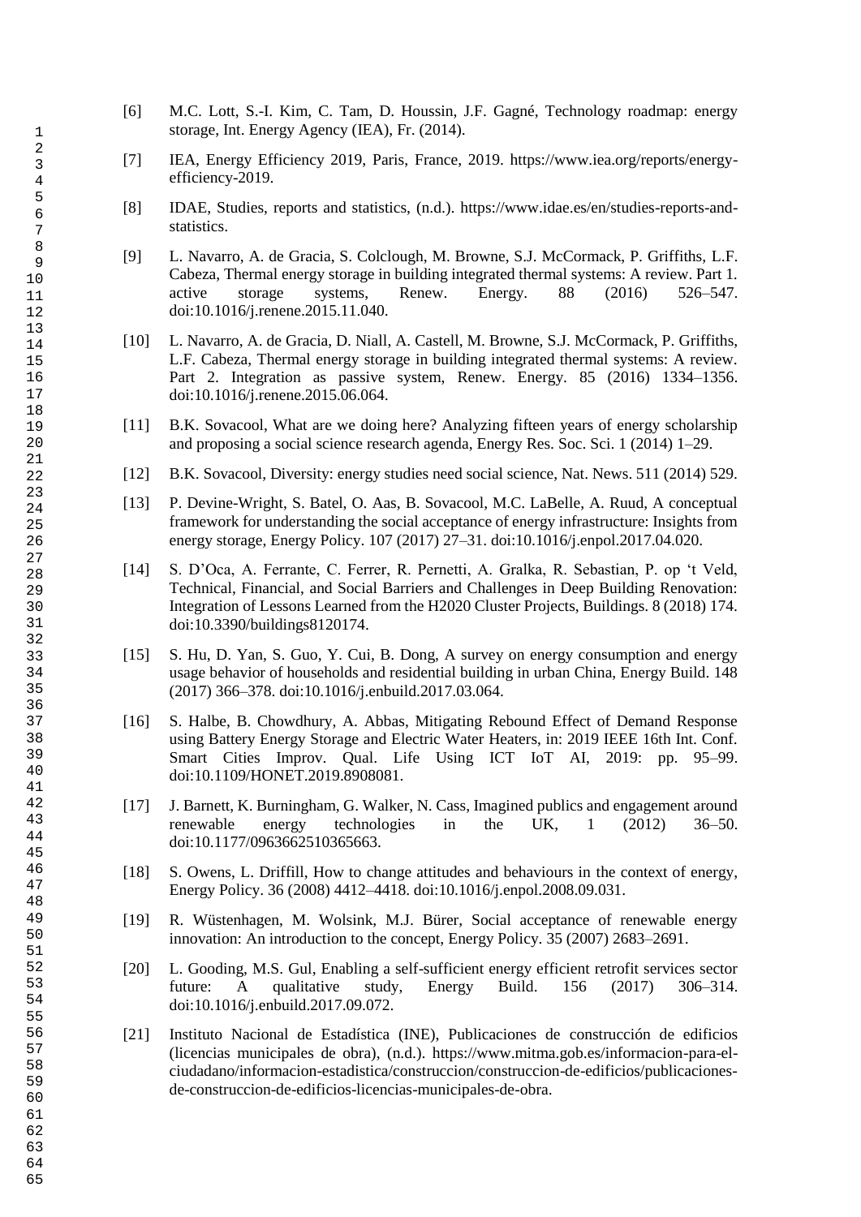[6] M.C. Lott, S.-I. Kim, C. Tam, D. Houssin, J.F. Gagné, Technology roadmap: energy storage, Int. Energy Agency (IEA), Fr. (2014).

[7] IEA, Energy Efficiency 2019, Paris, France, 2019. https://www.iea.org/reports/energy-efficiency-2019.

[8] IDAE, Studies, reports and statistics, (n.d.). https://www.idae.es/en/studies-reports-and-statistics.

[9] L. Navarro, A. de Gracia, S. Colclough, M. Browne, S.J. McCormack, P. Griffiths, L.F. Cabeza, Thermal energy storage in building integrated thermal systems: A review. Part 1. active storage systems, Renew. Energy. 88 (2016) 526–547. doi:10.1016/j.renene.2015.11.040.

[10] L. Navarro, A. de Gracia, D. Niall, A. Castell, M. Browne, S.J. McCormack, P. Griffiths, L.F. Cabeza, Thermal energy storage in building integrated thermal systems: A review. Part 2. Integration as passive system, Renew. Energy. 85 (2016) 1334–1356. doi:10.1016/j.renene.2015.06.064.

[11] B.K. Sovacool, What are we doing here? Analyzing fifteen years of energy scholarship and proposing a social science research agenda, Energy Res. Soc. Sci. 1 (2014) 1–29.

[12] B.K. Sovacool, Diversity: energy studies need social science, Nat. News. 511 (2014) 529.

[13] P. Devine-Wright, S. Batel, O. Aas, B. Sovacool, M.C. LaBelle, A. Ruud, A conceptual framework for understanding the social acceptance of energy infrastructure: Insights from energy storage, Energy Policy. 107 (2017) 27–31. doi:10.1016/j.enpol.2017.04.020.

[14] S. D'Oca, A. Ferrante, C. Ferrer, R. Pernetti, A. Gralka, R. Sebastian, P. op 't Veld, Technical, Financial, and Social Barriers and Challenges in Deep Building Renovation: Integration of Lessons Learned from the H2020 Cluster Projects, Buildings. 8 (2018) 174. doi:10.3390/buildings8120174.

[15] S. Hu, D. Yan, S. Guo, Y. Cui, B. Dong, A survey on energy consumption and energy usage behavior of households and residential building in urban China, Energy Build. 148 (2017) 366–378. doi:10.1016/j.enbuild.2017.03.064.

[16] S. Halbe, B. Chowdhury, A. Abbas, Mitigating Rebound Effect of Demand Response using Battery Energy Storage and Electric Water Heaters, in: 2019 IEEE 16th Int. Conf. Smart Cities Improv. Qual. Life Using ICT IoT AI, 2019: pp. 95–99. doi:10.1109/HONET.2019.8908081.

[17] J. Barnett, K. Burningham, G. Walker, N. Cass, Imagined publics and engagement around renewable energy technologies in the UK, 1 (2012) 36–50. doi:10.1177/0963662510365663.

[18] S. Owens, L. Driffill, How to change attitudes and behaviours in the context of energy, Energy Policy. 36 (2008) 4412–4418. doi:10.1016/j.enpol.2008.09.031.

[19] R. Wüstenhagen, M. Wolsink, M.J. Bürer, Social acceptance of renewable energy innovation: An introduction to the concept, Energy Policy. 35 (2007) 2683–2691.

[20] L. Gooding, M.S. Gul, Enabling a self-sufficient energy efficient retrofit services sector future: A qualitative study, Energy Build. 156 (2017) 306–314. doi:10.1016/j.enbuild.2017.09.072.

[21] Instituto Nacional de Estadística (INE), Publicaciones de construcción de edificios (licencias municipales de obra), (n.d.). https://www.mitma.gob.es/informacion-para-el-ciudadano/informacion-estadistica/construccion/construccion-de-edificios/publicaciones-de-construccion-de-edificios-licencias-municipales-de-obra.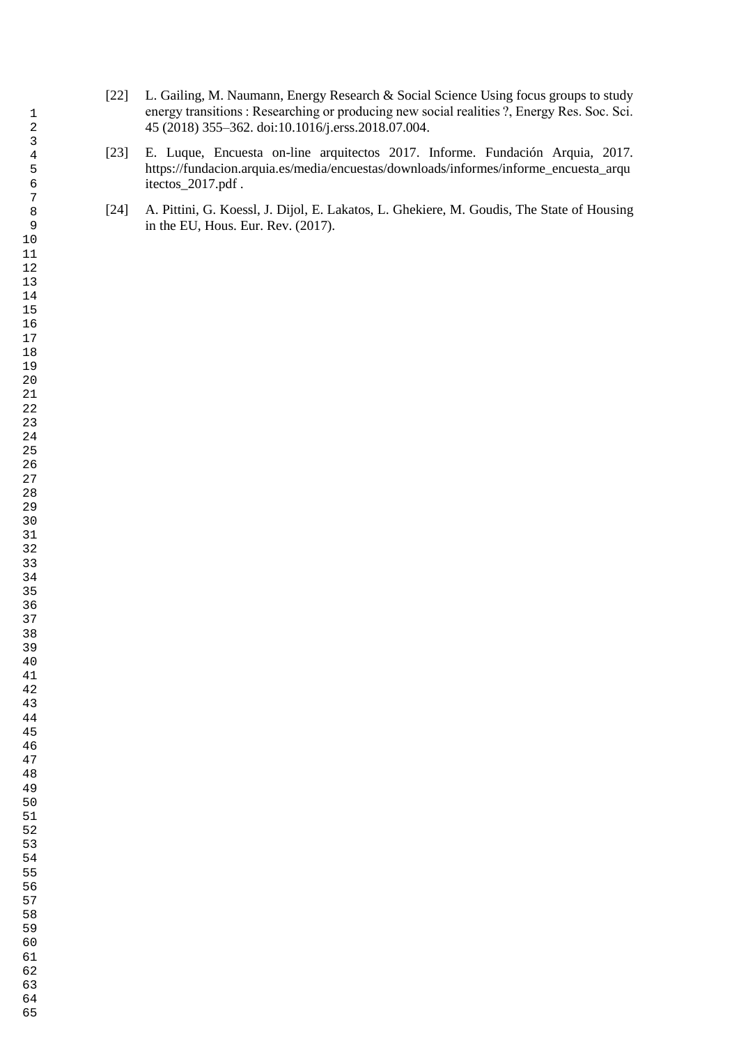[22] L. Gailing, M. Naumann, Energy Research & Social Science Using focus groups to study energy transitions : Researching or producing new social realities ?, Energy Res. Soc. Sci. 45 (2018) 355–362. doi:10.1016/j.erss.2018.07.004.

[23] E. Luque, Encuesta on-line arquitectos 2017. Informe. Fundación Arquia, 2017. https://fundacion.arquia.es/media/encuestas/downloads/informes/informe_encuesta_arquitectos_2017.pdf .

[24] A. Pittini, G. Koessl, J. Dijol, E. Lakatos, L. Ghekiere, M. Goudis, The State of Housing in the EU, Hous. Eur. Rev. (2017).